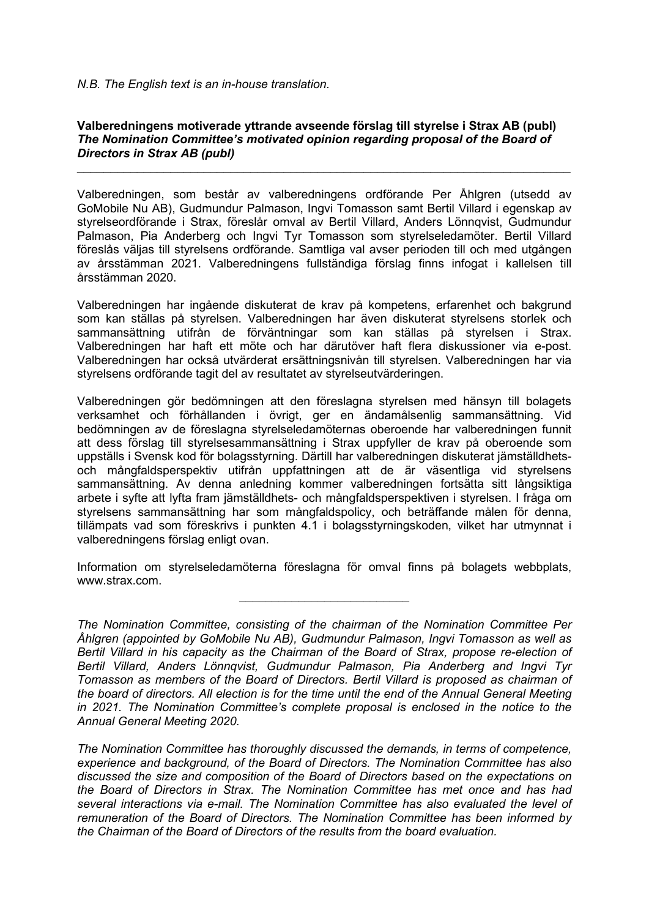*N.B. The English text is an in-house translation.*

**Valberedningens motiverade yttrande avseende förslag till styrelse i Strax AB (publ)**
***The Nomination Committee's motivated opinion regarding proposal of the Board of Directors in Strax AB (publ)***

---

Valberedningen, som består av valberedningens ordförande Per Åhlgren (utsedd av GoMobile Nu AB), Gudmundur Palmason, Ingvi Tomasson samt Bertil Villard i egenskap av styrelseordförande i Strax, föreslår omval av Bertil Villard, Anders Lönnqvist, Gudmundur Palmason, Pia Anderberg och Ingvi Tyr Tomasson som styrelseledamöter. Bertil Villard föreslås väljas till styrelsens ordförande. Samtliga val avser perioden till och med utgången av årsstämman 2021. Valberedningens fullständiga förslag finns infogat i kallelsen till årsstämman 2020.

Valberedningen har ingående diskuterat de krav på kompetens, erfarenhet och bakgrund som kan ställas på styrelsen. Valberedningen har även diskuterat styrelsens storlek och sammansättning utifrån de förväntningar som kan ställas på styrelsen i Strax. Valberedningen har haft ett möte och har därutöver haft flera diskussioner via e-post. Valberedningen har också utvärderat ersättningsnivån till styrelsen. Valberedningen har via styrelsens ordförande tagit del av resultatet av styrelseutvärderingen.

Valberedningen gör bedömningen att den föreslagna styrelsen med hänsyn till bolagets verksamhet och förhållanden i övrigt, ger en ändamålsenlig sammansättning. Vid bedömningen av de föreslagna styrelseledamöternas oberoende har valberedningen funnit att dess förslag till styrelsesammansättning i Strax uppfyller de krav på oberoende som uppställs i Svensk kod för bolagsstyrning. Därtill har valberedningen diskuterat jämställdhets- och mångfaldsperspektiv utifrån uppfattningen att de är väsentliga vid styrelsens sammansättning. Av denna anledning kommer valberedningen fortsätta sitt långsiktiga arbete i syfte att lyfta fram jämställdhets- och mångfaldsperspektiven i styrelsen. I fråga om styrelsens sammansättning har som mångfaldspolicy, och beträffande målen för denna, tillämpats vad som föreskrivs i punkten 4.1 i bolagsstyrningskoden, vilket har utmynnat i valberedningens förslag enligt ovan.

Information om styrelseledamöterna föreslagna för omval finns på bolagets webbplats, www.strax.com.

---

*The Nomination Committee, consisting of the chairman of the Nomination Committee Per Åhlgren (appointed by GoMobile Nu AB), Gudmundur Palmason, Ingvi Tomasson as well as Bertil Villard in his capacity as the Chairman of the Board of Strax, propose re-election of Bertil Villard, Anders Lönnqvist, Gudmundur Palmason, Pia Anderberg and Ingvi Tyr Tomasson as members of the Board of Directors. Bertil Villard is proposed as chairman of the board of directors. All election is for the time until the end of the Annual General Meeting in 2021. The Nomination Committee's complete proposal is enclosed in the notice to the Annual General Meeting 2020.*

*The Nomination Committee has thoroughly discussed the demands, in terms of competence, experience and background, of the Board of Directors. The Nomination Committee has also discussed the size and composition of the Board of Directors based on the expectations on the Board of Directors in Strax. The Nomination Committee has met once and has had several interactions via e-mail. The Nomination Committee has also evaluated the level of remuneration of the Board of Directors. The Nomination Committee has been informed by the Chairman of the Board of Directors of the results from the board evaluation.*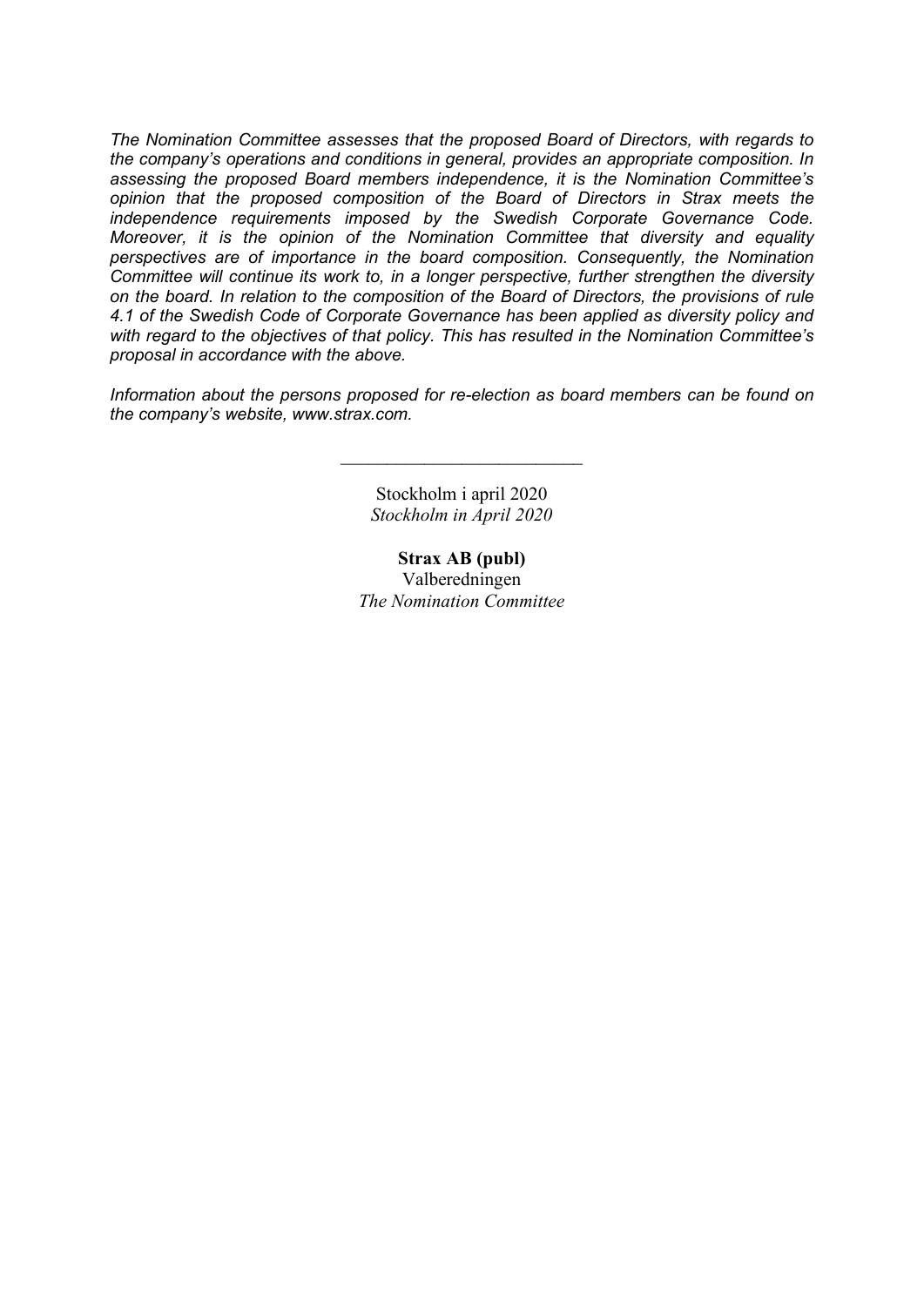*The Nomination Committee assesses that the proposed Board of Directors, with regards to the company's operations and conditions in general, provides an appropriate composition. In assessing the proposed Board members independence, it is the Nomination Committee's opinion that the proposed composition of the Board of Directors in Strax meets the independence requirements imposed by the Swedish Corporate Governance Code. Moreover, it is the opinion of the Nomination Committee that diversity and equality perspectives are of importance in the board composition. Consequently, the Nomination Committee will continue its work to, in a longer perspective, further strengthen the diversity on the board. In relation to the composition of the Board of Directors, the provisions of rule 4.1 of the Swedish Code of Corporate Governance has been applied as diversity policy and with regard to the objectives of that policy. This has resulted in the Nomination Committee's proposal in accordance with the above.*

*Information about the persons proposed for re-election as board members can be found on the company's website, www.strax.com.*

---

Stockholm i april 2020
*Stockholm in April 2020*

**Strax AB (publ)**
Valberedningen
*The Nomination Committee*